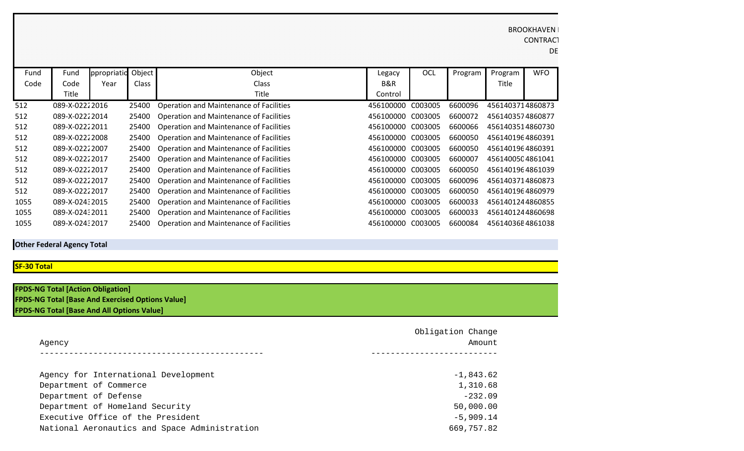BROOKHAVEN
CONTRACT
DE

| Fund Code | Fund Code Title | ppropriatio Year | Object Class | Object Class Title | Legacy B&R Control | OCL | Program | Program Title | WFO |
|---|---|---|---|---|---|---|---|---|---|
| 512 | 089-X-0222 | 2016 | 25400 | Operation and Maintenance of Facilities | 456100000 | C003005 | 6600096 | 456140371 | 4860873 |
| 512 | 089-X-0222 | 2014 | 25400 | Operation and Maintenance of Facilities | 456100000 | C003005 | 6600072 | 456140357 | 4860877 |
| 512 | 089-X-0222 | 2011 | 25400 | Operation and Maintenance of Facilities | 456100000 | C003005 | 6600066 | 456140351 | 4860730 |
| 512 | 089-X-0222 | 2008 | 25400 | Operation and Maintenance of Facilities | 456100000 | C003005 | 6600050 | 456140196 | 4860391 |
| 512 | 089-X-0222 | 2007 | 25400 | Operation and Maintenance of Facilities | 456100000 | C003005 | 6600050 | 456140196 | 4860391 |
| 512 | 089-X-0222 | 2017 | 25400 | Operation and Maintenance of Facilities | 456100000 | C003005 | 6600007 | 456140050 | 4861041 |
| 512 | 089-X-0222 | 2017 | 25400 | Operation and Maintenance of Facilities | 456100000 | C003005 | 6600050 | 456140196 | 4861039 |
| 512 | 089-X-0222 | 2017 | 25400 | Operation and Maintenance of Facilities | 456100000 | C003005 | 6600096 | 456140371 | 4860873 |
| 512 | 089-X-0222 | 2017 | 25400 | Operation and Maintenance of Facilities | 456100000 | C003005 | 6600050 | 456140196 | 4860979 |
| 1055 | 089-X-0243 | 2015 | 25400 | Operation and Maintenance of Facilities | 456100000 | C003005 | 6600033 | 456140124 | 4860855 |
| 1055 | 089-X-0243 | 2011 | 25400 | Operation and Maintenance of Facilities | 456100000 | C003005 | 6600033 | 456140124 | 4860698 |
| 1055 | 089-X-0243 | 2017 | 25400 | Operation and Maintenance of Facilities | 456100000 | C003005 | 6600084 | 45614036E | 4861038 |

**Other Federal Agency Total**

**SF-30 Total**

**FDPS-NG Total [Action Obligation]**
**FPDS-NG Total [Base And Exercised Options Value]**
**FPDS-NG Total [Base And All Options Value]**

| Agency | Obligation Change Amount |
|---|---|
| Agency for International Development | -1,843.62 |
| Department of Commerce | 1,310.68 |
| Department of Defense | -232.09 |
| Department of Homeland Security | 50,000.00 |
| Executive Office of the President | -5,909.14 |
| National Aeronautics and Space Administration | 669,757.82 |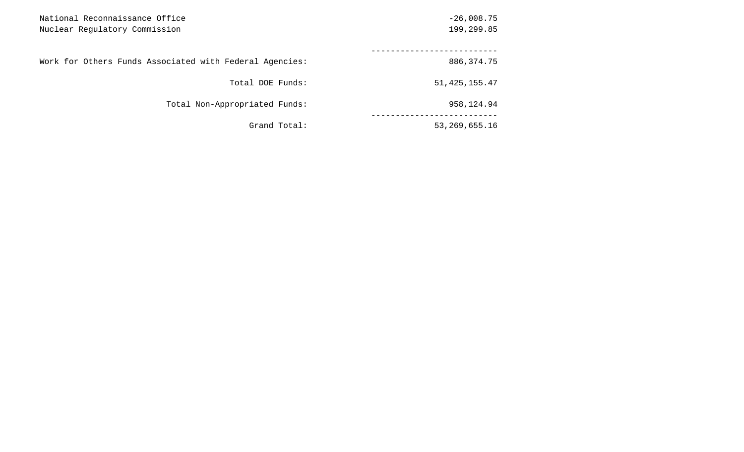| | |
|---|---:|
| National Reconnaissance Office | -26,008.75 |
| Nuclear Regulatory Commission | 199,299.85 |
| | ------------------------- |
| Work for Others Funds Associated with Federal Agencies: | 886,374.75 |
| Total DOE Funds: | 51,425,155.47 |
| Total Non-Appropriated Funds: | 958,124.94 |
| | ------------------------- |
| Grand Total: | 53,269,655.16 |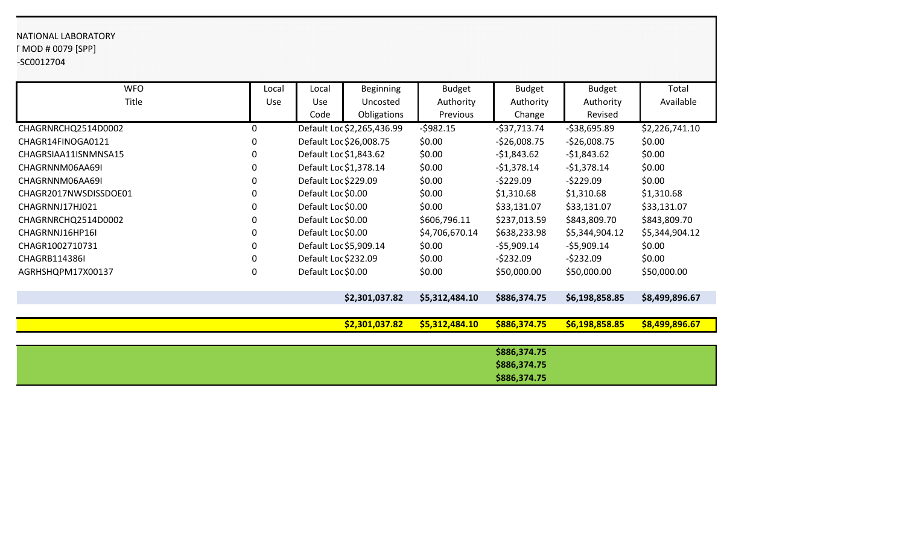NATIONAL LABORATORY
T MOD # 0079 [SPP]
-SC0012704

| WFO Title | Local Use | Local Use Code | Beginning Uncosted Obligations | Budget Authority Previous | Budget Authority Change | Budget Authority Revised | Total Available |
|---|---|---|---|---|---|---|---|
| CHAGRNRCHQ2514D0002 | 0 | Default Loc | $2,265,436.99 | -$982.15 | -$37,713.74 | -$38,695.89 | $2,226,741.10 |
| CHAGR14FINOGA0121 | 0 | Default Loc | $26,008.75 | $0.00 | -$26,008.75 | -$26,008.75 | $0.00 |
| CHAGRSIAA11ISNMNSA15 | 0 | Default Loc | $1,843.62 | $0.00 | -$1,843.62 | -$1,843.62 | $0.00 |
| CHAGRNNM06AA69I | 0 | Default Loc | $1,378.14 | $0.00 | -$1,378.14 | -$1,378.14 | $0.00 |
| CHAGRNNM06AA69I | 0 | Default Loc | $229.09 | $0.00 | -$229.09 | -$229.09 | $0.00 |
| CHAGR2017NWSDISSDOE01 | 0 | Default Loc | $0.00 | $0.00 | $1,310.68 | $1,310.68 | $1,310.68 |
| CHAGRNNJ17HJ021 | 0 | Default Loc | $0.00 | $0.00 | $33,131.07 | $33,131.07 | $33,131.07 |
| CHAGRNRCHQ2514D0002 | 0 | Default Loc | $0.00 | $606,796.11 | $237,013.59 | $843,809.70 | $843,809.70 |
| CHAGRNNJ16HP16I | 0 | Default Loc | $0.00 | $4,706,670.14 | $638,233.98 | $5,344,904.12 | $5,344,904.12 |
| CHAGR1002710731 | 0 | Default Loc | $5,909.14 | $0.00 | -$5,909.14 | -$5,909.14 | $0.00 |
| CHAGRB114386I | 0 | Default Loc | $232.09 | $0.00 | -$232.09 | -$232.09 | $0.00 |
| AGRHSHQPM17X00137 | 0 | Default Loc | $0.00 | $0.00 | $50,000.00 | $50,000.00 | $50,000.00 |
| | | | **$2,301,037.82** | **$5,312,484.10** | **$886,374.75** | **$6,198,858.85** | **$8,499,896.67** |
| | | | **$2,301,037.82** | **$5,312,484.10** | **$886,374.75** | **$6,198,858.85** | **$8,499,896.67** |
| | | | | | **$886,374.75** | | |
| | | | | | **$886,374.75** | | |
| | | | | | **$886,374.75** | | |